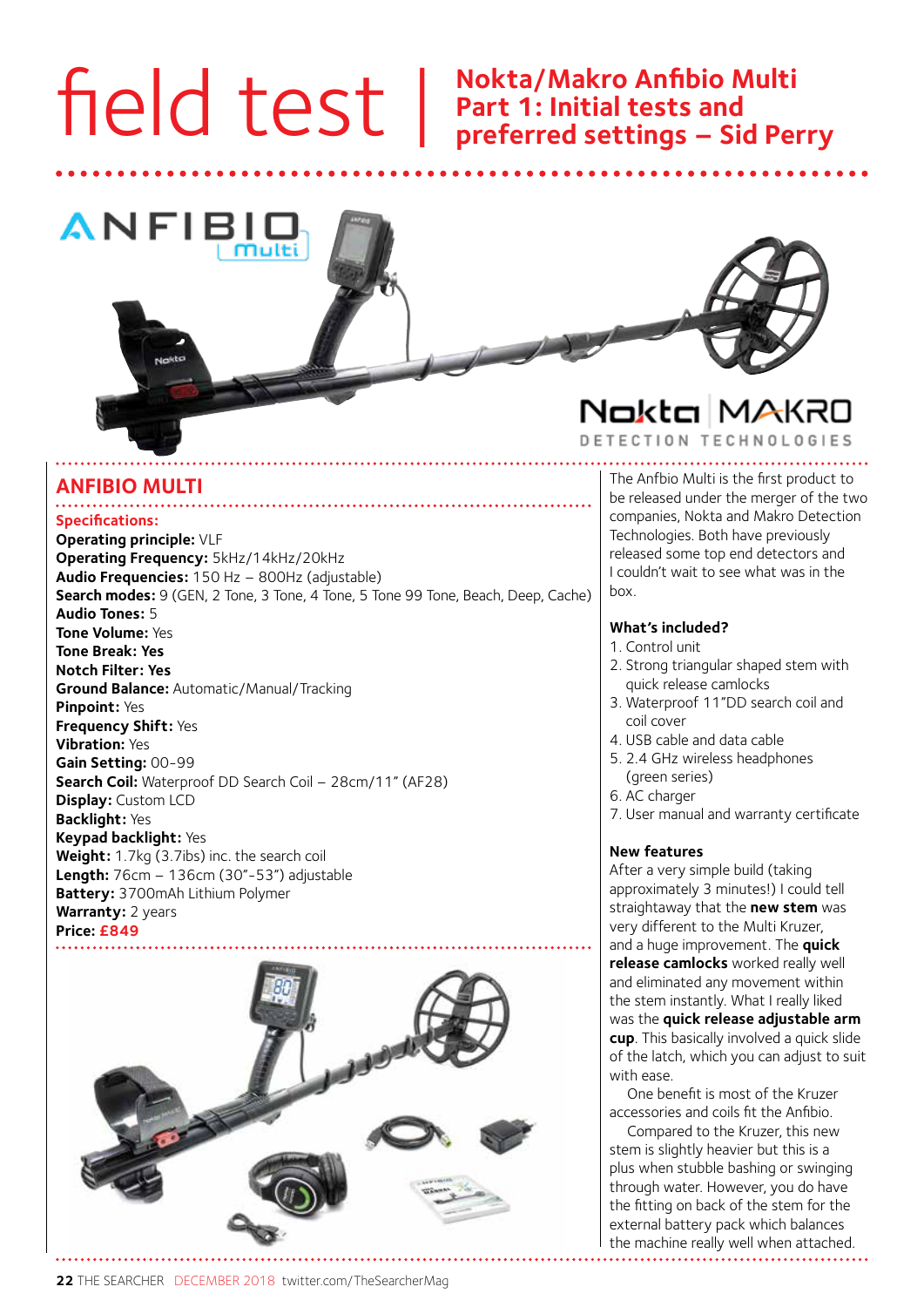# field test | Nokta/Makro Anfibio Multi Part 1: Initial tests and preferred settings – Sid Perry

## ANFIBIO MULTI

**Specifications:**

**Operating principle:** VLF
**Operating Frequency:** 5kHz/14kHz/20kHz
**Audio Frequencies:** 150 Hz – 800Hz (adjustable)
**Search modes:** 9 (GEN, 2 Tone, 3 Tone, 4 Tone, 5 Tone 99 Tone, Beach, Deep, Cache)
**Audio Tones:** 5
**Tone Volume:** Yes
**Tone Break:** Yes
**Notch Filter:** Yes
**Ground Balance:** Automatic/Manual/Tracking
**Pinpoint:** Yes
**Frequency Shift:** Yes
**Vibration:** Yes
**Gain Setting:** 00-99
**Search Coil:** Waterproof DD Search Coil – 28cm/11" (AF28)
**Display:** Custom LCD
**Backlight:** Yes
**Keypad backlight:** Yes
**Weight:** 1.7kg (3.7ibs) inc. the search coil
**Length:** 76cm – 136cm (30"-53") adjustable
**Battery:** 3700mAh Lithium Polymer
**Warranty:** 2 years
**Price:** **£849**

The Anfbio Multi is the first product to be released under the merger of the two companies, Nokta and Makro Detection Technologies. Both have previously released some top end detectors and I couldn't wait to see what was in the box.

### What's included?

1. Control unit
2. Strong triangular shaped stem with quick release camlocks
3. Waterproof 11"DD search coil and coil cover
4. USB cable and data cable
5. 2.4 GHz wireless headphones (green series)
6. AC charger
7. User manual and warranty certificate

### New features

After a very simple build (taking approximately 3 minutes!) I could tell straightaway that the **new stem** was very different to the Multi Kruzer, and a huge improvement. The **quick release camlocks** worked really well and eliminated any movement within the stem instantly. What I really liked was the **quick release adjustable arm cup**. This basically involved a quick slide of the latch, which you can adjust to suit with ease.

One benefit is most of the Kruzer accessories and coils fit the Anfibio.

Compared to the Kruzer, this new stem is slightly heavier but this is a plus when stubble bashing or swinging through water. However, you do have the fitting on back of the stem for the external battery pack which balances the machine really well when attached.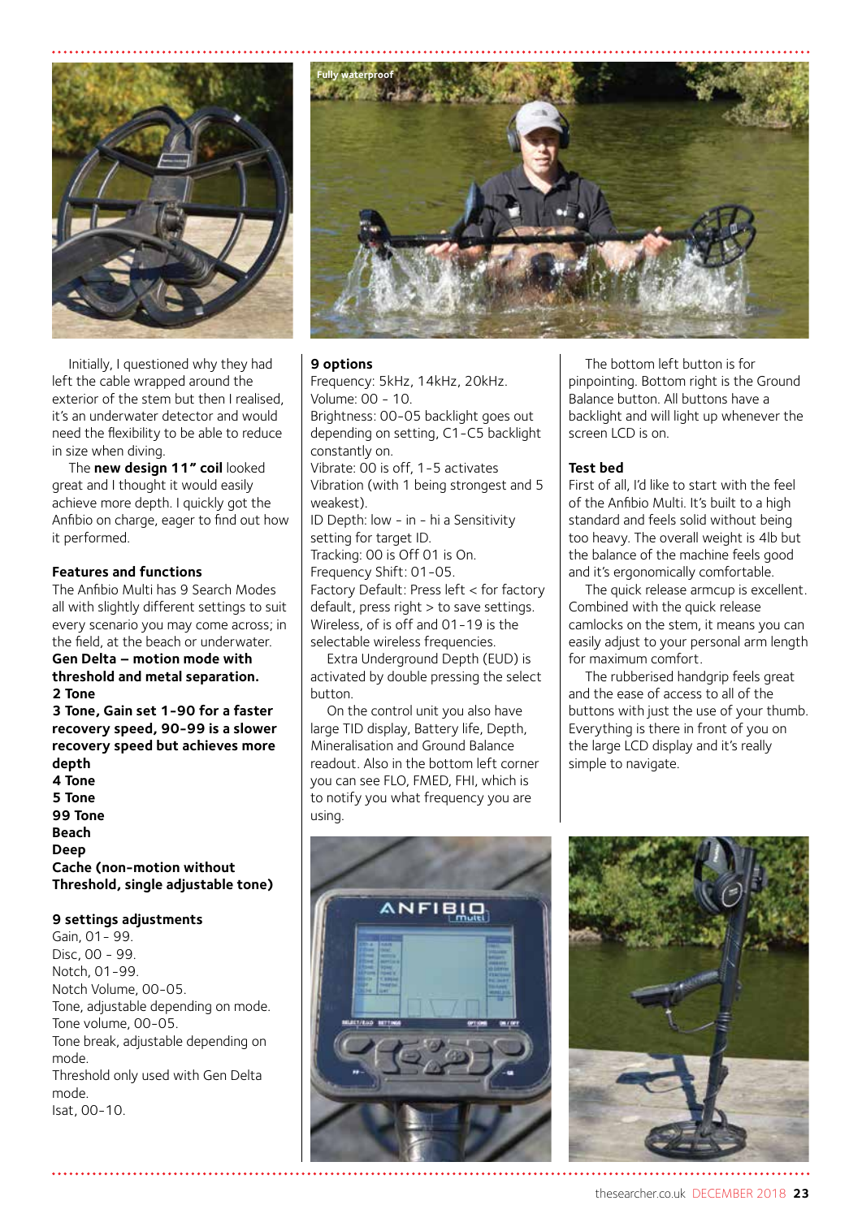Fully waterproof

Initially, I questioned why they had left the cable wrapped around the exterior of the stem but then I realised, it's an underwater detector and would need the flexibility to be able to reduce in size when diving.

The **new design 11" coil** looked great and I thought it would easily achieve more depth. I quickly got the Anfibio on charge, eager to find out how it performed.

### Features and functions

The Anfibio Multi has 9 Search Modes all with slightly different settings to suit every scenario you may come across; in the field, at the beach or underwater.

**Gen Delta – motion mode with threshold and metal separation.**
**2 Tone**
**3 Tone, Gain set 1-90 for a faster recovery speed, 90-99 is a slower recovery speed but achieves more depth**
**4 Tone**
**5 Tone**
**99 Tone**
**Beach**
**Deep**
**Cache (non-motion without Threshold, single adjustable tone)**

### 9 settings adjustments

Gain, 01- 99.
Disc, 00 - 99.
Notch, 01-99.
Notch Volume, 00-05.
Tone, adjustable depending on mode.
Tone volume, 00-05.
Tone break, adjustable depending on mode.
Threshold only used with Gen Delta mode.
Isat, 00-10.

### 9 options

Frequency: 5kHz, 14kHz, 20kHz.
Volume: 00 - 10.
Brightness: 00-05 backlight goes out depending on setting, C1-C5 backlight constantly on.
Vibrate: 00 is off, 1-5 activates Vibration (with 1 being strongest and 5 weakest).
ID Depth: low - in - hi a Sensitivity setting for target ID.
Tracking: 00 is Off 01 is On.
Frequency Shift: 01-05.
Factory Default: Press left < for factory default, press right > to save settings.
Wireless, of is off and 01-19 is the selectable wireless frequencies.

Extra Underground Depth (EUD) is activated by double pressing the select button.

On the control unit you also have large TID display, Battery life, Depth, Mineralisation and Ground Balance readout. Also in the bottom left corner you can see FLO, FMED, FHI, which is to notify you what frequency you are using.

The bottom left button is for pinpointing. Bottom right is the Ground Balance button. All buttons have a backlight and will light up whenever the screen LCD is on.

### Test bed

First of all, I'd like to start with the feel of the Anfibio Multi. It's built to a high standard and feels solid without being too heavy. The overall weight is 4lb but the balance of the machine feels good and it's ergonomically comfortable.

The quick release armcup is excellent. Combined with the quick release camlocks on the stem, it means you can easily adjust to your personal arm length for maximum comfort.

The rubberised handgrip feels great and the ease of access to all of the buttons with just the use of your thumb. Everything is there in front of you on the large LCD display and it's really simple to navigate.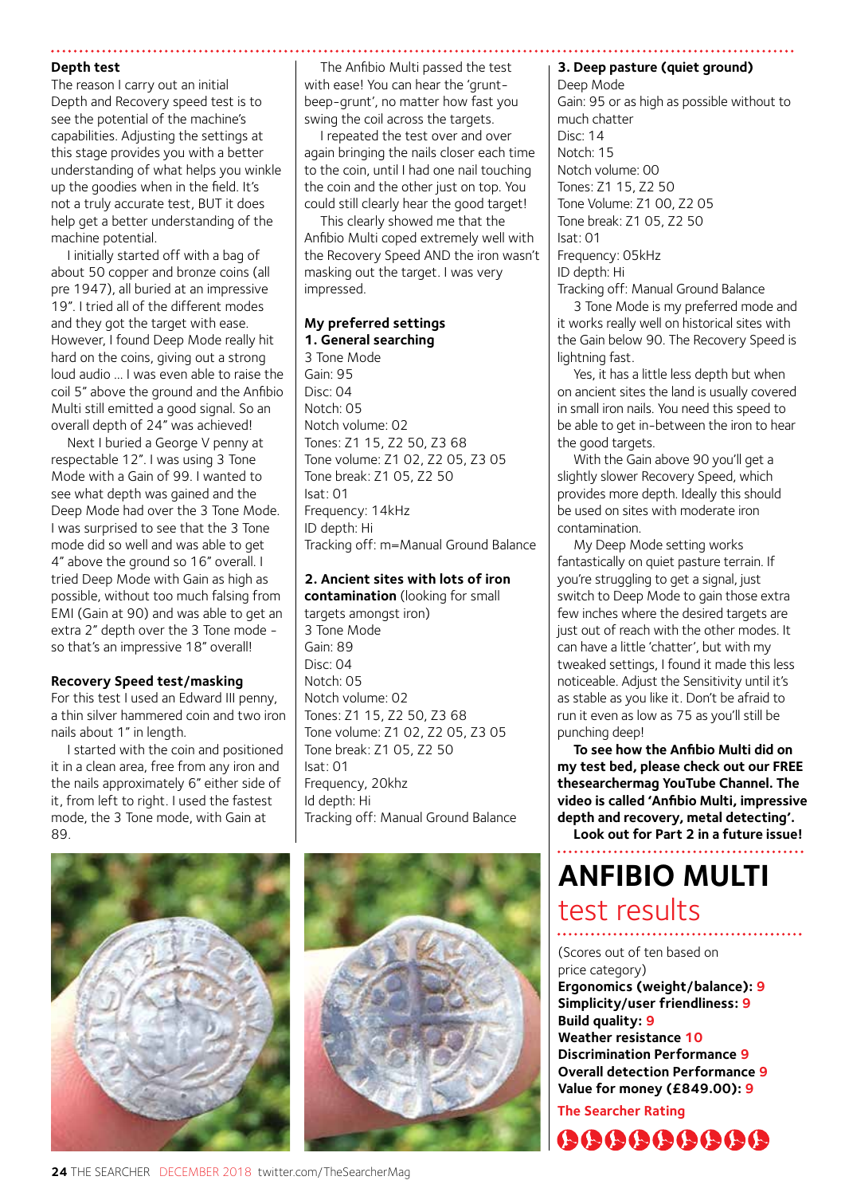## Depth test

The reason I carry out an initial Depth and Recovery speed test is to see the potential of the machine's capabilities. Adjusting the settings at this stage provides you with a better understanding of what helps you winkle up the goodies when in the field. It's not a truly accurate test, BUT it does help get a better understanding of the machine potential.

I initially started off with a bag of about 50 copper and bronze coins (all pre 1947), all buried at an impressive 19". I tried all of the different modes and they got the target with ease. However, I found Deep Mode really hit hard on the coins, giving out a strong loud audio … I was even able to raise the coil 5" above the ground and the Anfibio Multi still emitted a good signal. So an overall depth of 24" was achieved!

Next I buried a George V penny at respectable 12". I was using 3 Tone Mode with a Gain of 99. I wanted to see what depth was gained and the Deep Mode had over the 3 Tone Mode. I was surprised to see that the 3 Tone mode did so well and was able to get 4" above the ground so 16" overall. I tried Deep Mode with Gain as high as possible, without too much falsing from EMI (Gain at 90) and was able to get an extra 2" depth over the 3 Tone mode - so that's an impressive 18" overall!

## Recovery Speed test/masking

For this test I used an Edward III penny, a thin silver hammered coin and two iron nails about 1" in length.

I started with the coin and positioned it in a clean area, free from any iron and the nails approximately 6" either side of it, from left to right. I used the fastest mode, the 3 Tone mode, with Gain at 89.

The Anfibio Multi passed the test with ease! You can hear the 'grunt-beep-grunt', no matter how fast you swing the coil across the targets.

I repeated the test over and over again bringing the nails closer each time to the coin, until I had one nail touching the coin and the other just on top. You could still clearly hear the good target!

This clearly showed me that the Anfibio Multi coped extremely well with the Recovery Speed AND the iron wasn't masking out the target. I was very impressed.

## My preferred settings

**1. General searching**

3 Tone Mode
Gain: 95
Disc: 04
Notch: 05
Notch volume: 02
Tones: Z1 15, Z2 50, Z3 68
Tone volume: Z1 02, Z2 05, Z3 05
Tone break: Z1 05, Z2 50
Isat: 01
Frequency: 14kHz
ID depth: Hi
Tracking off: m=Manual Ground Balance

**2. Ancient sites with lots of iron contamination** (looking for small targets amongst iron)

3 Tone Mode
Gain: 89
Disc: 04
Notch: 05
Notch volume: 02
Tones: Z1 15, Z2 50, Z3 68
Tone volume: Z1 02, Z2 05, Z3 05
Tone break: Z1 05, Z2 50
Isat: 01
Frequency, 20khz
Id depth: Hi
Tracking off: Manual Ground Balance

**3. Deep pasture (quiet ground)**

Deep Mode
Gain: 95 or as high as possible without to much chatter
Disc: 14
Notch: 15
Notch volume: 00
Tones: Z1 15, Z2 50
Tone Volume: Z1 00, Z2 05
Tone break: Z1 05, Z2 50
Isat: 01
Frequency: 05kHz
ID depth: Hi
Tracking off: Manual Ground Balance

3 Tone Mode is my preferred mode and it works really well on historical sites with the Gain below 90. The Recovery Speed is lightning fast.

Yes, it has a little less depth but when on ancient sites the land is usually covered in small iron nails. You need this speed to be able to get in-between the iron to hear the good targets.

With the Gain above 90 you'll get a slightly slower Recovery Speed, which provides more depth. Ideally this should be used on sites with moderate iron contamination.

My Deep Mode setting works fantastically on quiet pasture terrain. If you're struggling to get a signal, just switch to Deep Mode to gain those extra few inches where the desired targets are just out of reach with the other modes. It can have a little 'chatter', but with my tweaked settings, I found it made this less noticeable. Adjust the Sensitivity until it's as stable as you like it. Don't be afraid to run it even as low as 75 as you'll still be punching deep!

**To see how the Anfibio Multi did on my test bed, please check out our FREE thesearchermag YouTube Channel. The video is called 'Anfibio Multi, impressive depth and recovery, metal detecting'.**

**Look out for Part 2 in a future issue!**

# ANFIBIO MULTI test results

(Scores out of ten based on price category)

**Ergonomics (weight/balance): 9**
**Simplicity/user friendliness: 9**
**Build quality: 9**
**Weather resistance 10**
**Discrimination Performance 9**
**Overall detection Performance 9**
**Value for money (£849.00): 9**

**The Searcher Rating**